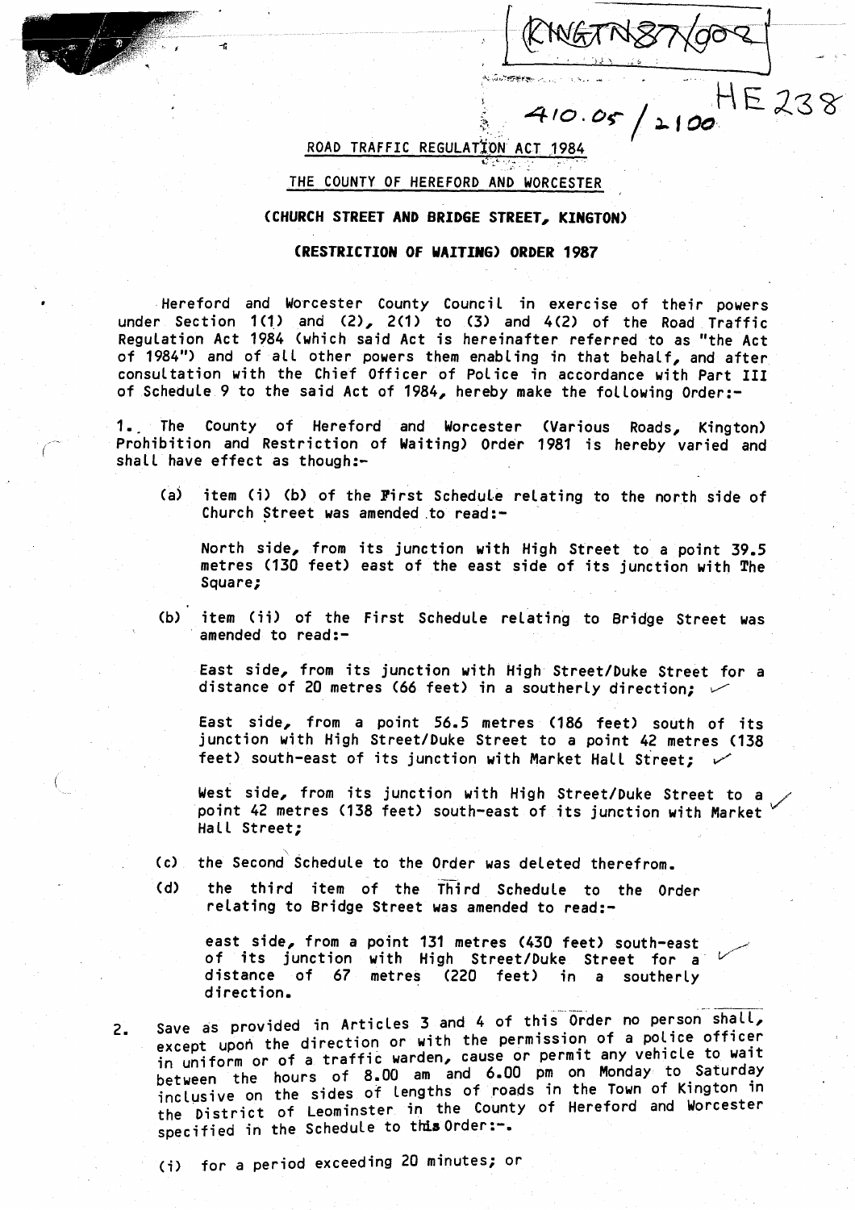KNGTN87/002

410.05 / 2100 HE 238

## ROAD TRAFFIC REGULATION ACT 1984

### THE COUNTY OF HEREFORD AND WORCESTER

### (CHURCH STREET AND BRIDGE STREET, KINGTON)

### (RESTRICTION OF WAITING) ORDER 1987

Hereford and Worcester County Council in exercise of their powers under Section 1(1) and (2), 2(1) to (3) and 4(2) of the Road Traffic Regulation Act 1984 (which said Act is hereinafter referred to as "the Act of 1984") and of all other powers them enabling in that behalf, and after consultation with the Chief Officer of Police in accordance with Part III of Schedule 9 to the said Act of 1984, hereby make the following Order:-

1. The County of Hereford and Worcester (Various Roads, Kington) Prohibition and Restriction of Waiting) Order 1981 is hereby varied and shall have effect as though:-

   (a) item (i) (b) of the First Schedule relating to the north side of Church Street was amended to read:-

   North side, from its junction with High Street to a point 39.5 metres (130 feet) east of the east side of its junction with The Square;

   (b) item (ii) of the First Schedule relating to Bridge Street was amended to read:-

   East side, from its junction with High Street/Duke Street for a distance of 20 metres (66 feet) in a southerly direction;

   East side, from a point 56.5 metres (186 feet) south of its junction with High Street/Duke Street to a point 42 metres (138 feet) south-east of its junction with Market Hall Street;

   West side, from its junction with High Street/Duke Street to a point 42 metres (138 feet) south-east of its junction with Market Hall Street;

   (c) the Second Schedule to the Order was deleted therefrom.

   (d) the third item of the Third Schedule to the Order relating to Bridge Street was amended to read:-

   east side, from a point 131 metres (430 feet) south-east of its junction with High Street/Duke Street for a distance of 67 metres (220 feet) in a southerly direction.

2. Save as provided in Articles 3 and 4 of this Order no person shall, except upon the direction or with the permission of a police officer in uniform or of a traffic warden, cause or permit any vehicle to wait between the hours of 8.00 am and 6.00 pm on Monday to Saturday inclusive on the sides of lengths of roads in the Town of Kington in the District of Leominster in the County of Hereford and Worcester specified in the Schedule to this Order:-.

   (i) for a period exceeding 20 minutes; or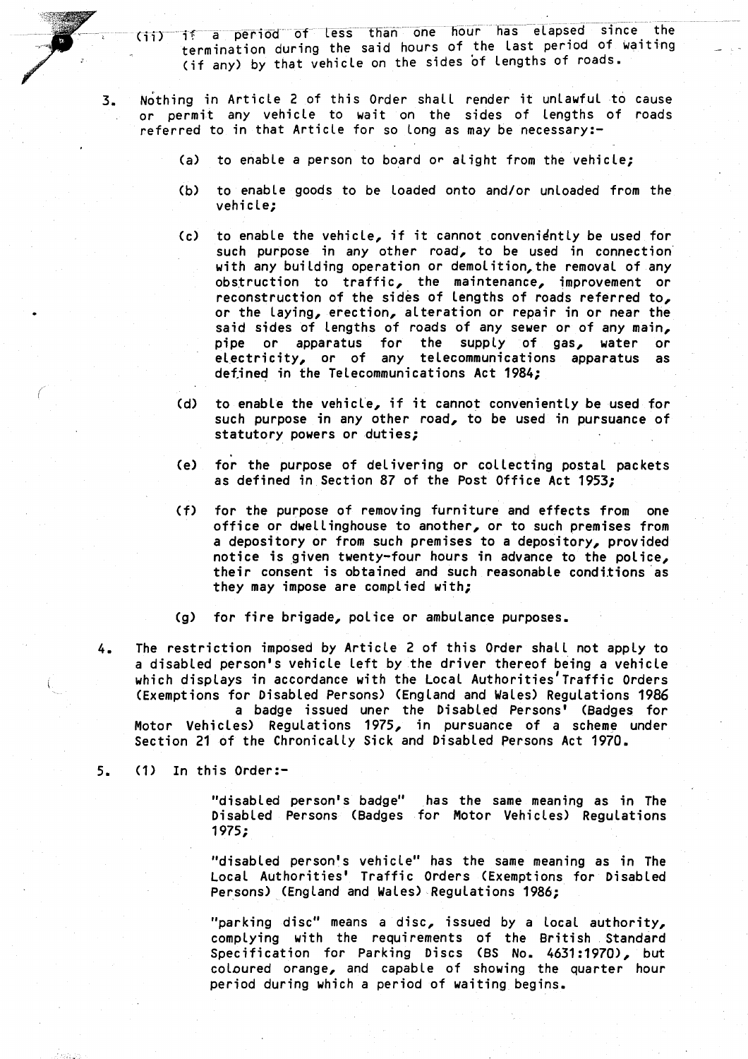(ii) if a period of less than one hour has elapsed since the termination during the said hours of the last period of waiting (if any) by that vehicle on the sides of lengths of roads.

3. Nothing in Article 2 of this Order shall render it unlawful to cause or permit any vehicle to wait on the sides of lengths of roads referred to in that Article for so long as may be necessary:-

   (a) to enable a person to board or alight from the vehicle;

   (b) to enable goods to be loaded onto and/or unloaded from the vehicle;

   (c) to enable the vehicle, if it cannot conveniently be used for such purpose in any other road, to be used in connection with any building operation or demolition, the removal of any obstruction to traffic, the maintenance, improvement or reconstruction of the sides of lengths of roads referred to, or the laying, erection, alteration or repair in or near the said sides of lengths of roads of any sewer or of any main, pipe or apparatus for the supply of gas, water or electricity, or of any telecommunications apparatus as defined in the Telecommunications Act 1984;

   (d) to enable the vehicle, if it cannot conveniently be used for such purpose in any other road, to be used in pursuance of statutory powers or duties;

   (e) for the purpose of delivering or collecting postal packets as defined in Section 87 of the Post Office Act 1953;

   (f) for the purpose of removing furniture and effects from one office or dwellinghouse to another, or to such premises from a depository or from such premises to a depository, provided notice is given twenty-four hours in advance to the police, their consent is obtained and such reasonable conditions as they may impose are complied with;

   (g) for fire brigade, police or ambulance purposes.

4. The restriction imposed by Article 2 of this Order shall not apply to a disabled person's vehicle left by the driver thereof being a vehicle which displays in accordance with the Local Authorities' Traffic Orders (Exemptions for Disabled Persons) (England and Wales) Regulations 1986 a badge issued uner the Disabled Persons' (Badges for Motor Vehicles) Regulations 1975, in pursuance of a scheme under Section 21 of the Chronically Sick and Disabled Persons Act 1970.

5. (1) In this Order:-

   "disabled person's badge" has the same meaning as in The Disabled Persons (Badges for Motor Vehicles) Regulations 1975;

   "disabled person's vehicle" has the same meaning as in The Local Authorities' Traffic Orders (Exemptions for Disabled Persons) (England and Wales) Regulations 1986;

   "parking disc" means a disc, issued by a local authority, complying with the requirements of the British Standard Specification for Parking Discs (BS No. 4631:1970), but coloured orange, and capable of showing the quarter hour period during which a period of waiting begins.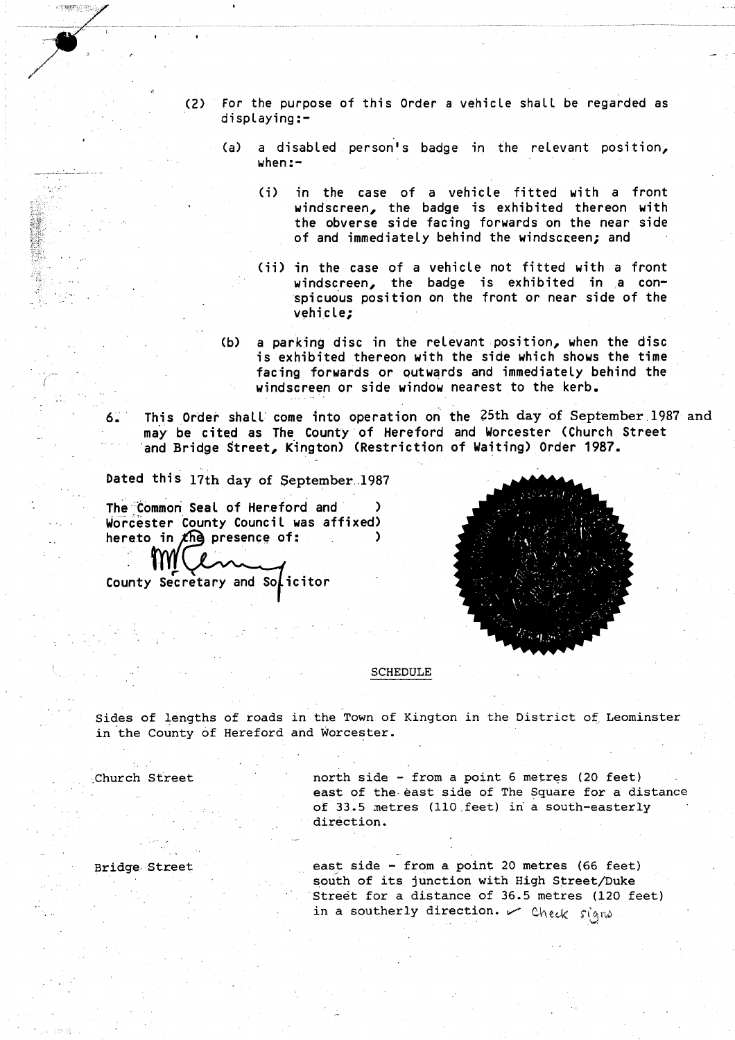(2) For the purpose of this Order a vehicle shall be regarded as displaying:-

(a) a disabled person's badge in the relevant position, when:-

(i) in the case of a vehicle fitted with a front windscreen, the badge is exhibited thereon with the obverse side facing forwards on the near side of and immediately behind the windscreen; and

(ii) in the case of a vehicle not fitted with a front windscreen, the badge is exhibited in a conspicuous position on the front or near side of the vehicle;

(b) a parking disc in the relevant position, when the disc is exhibited thereon with the side which shows the time facing forwards or outwards and immediately behind the windscreen or side window nearest to the kerb.

6. This Order shall come into operation on the 25th day of September 1987 and may be cited as The County of Hereford and Worcester (Church Street and Bridge Street, Kington) (Restriction of Waiting) Order 1987.

Dated this 17th day of September 1987

The Common Seal of Hereford and Worcester County Council was affixed hereto in the presence of:

County Secretary and Solicitor

## SCHEDULE

Sides of lengths of roads in the Town of Kington in the District of Leominster in the County of Hereford and Worcester.

| | |
|---|---|
| Church Street | north side - from a point 6 metres (20 feet) east of the east side of The Square for a distance of 33.5 metres (110 feet) in a south-easterly direction. |
| Bridge Street | east side - from a point 20 metres (66 feet) south of its junction with High Street/Duke Street for a distance of 36.5 metres (120 feet) in a southerly direction. ✓ Check signs |